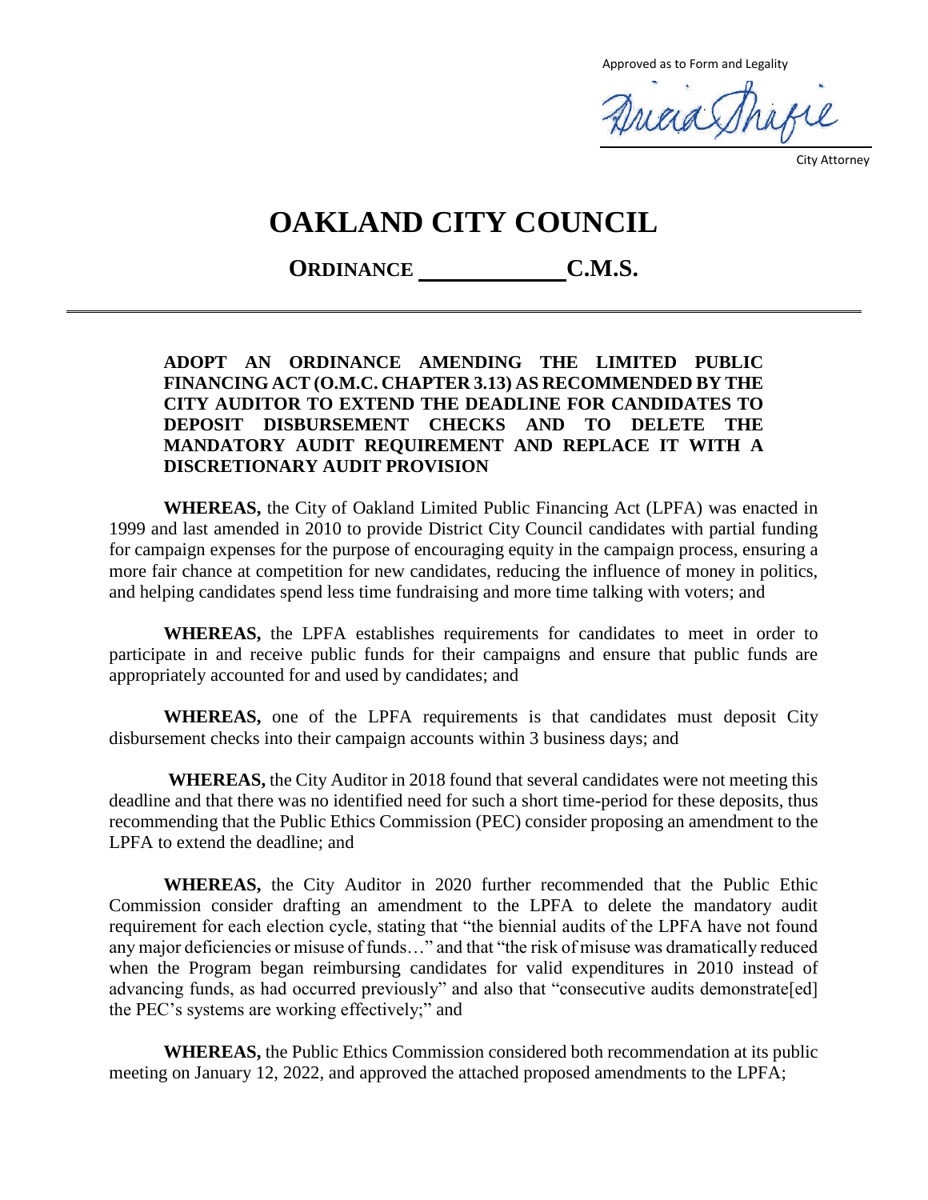Approved as to Form and Legality

City Attorney

# OAKLAND CITY COUNCIL

## ORDINANCE \_\_\_\_\_\_\_\_\_\_\_\_\_ C.M.S.

---

**ADOPT AN ORDINANCE AMENDING THE LIMITED PUBLIC FINANCING ACT (O.M.C. CHAPTER 3.13) AS RECOMMENDED BY THE CITY AUDITOR TO EXTEND THE DEADLINE FOR CANDIDATES TO DEPOSIT DISBURSEMENT CHECKS AND TO DELETE THE MANDATORY AUDIT REQUIREMENT AND REPLACE IT WITH A DISCRETIONARY AUDIT PROVISION**

**WHEREAS,** the City of Oakland Limited Public Financing Act (LPFA) was enacted in 1999 and last amended in 2010 to provide District City Council candidates with partial funding for campaign expenses for the purpose of encouraging equity in the campaign process, ensuring a more fair chance at competition for new candidates, reducing the influence of money in politics, and helping candidates spend less time fundraising and more time talking with voters; and

**WHEREAS,** the LPFA establishes requirements for candidates to meet in order to participate in and receive public funds for their campaigns and ensure that public funds are appropriately accounted for and used by candidates; and

**WHEREAS,** one of the LPFA requirements is that candidates must deposit City disbursement checks into their campaign accounts within 3 business days; and

**WHEREAS,** the City Auditor in 2018 found that several candidates were not meeting this deadline and that there was no identified need for such a short time-period for these deposits, thus recommending that the Public Ethics Commission (PEC) consider proposing an amendment to the LPFA to extend the deadline; and

**WHEREAS,** the City Auditor in 2020 further recommended that the Public Ethic Commission consider drafting an amendment to the LPFA to delete the mandatory audit requirement for each election cycle, stating that "the biennial audits of the LPFA have not found any major deficiencies or misuse of funds…" and that "the risk of misuse was dramatically reduced when the Program began reimbursing candidates for valid expenditures in 2010 instead of advancing funds, as had occurred previously" and also that "consecutive audits demonstrate[ed] the PEC's systems are working effectively;" and

**WHEREAS,** the Public Ethics Commission considered both recommendation at its public meeting on January 12, 2022, and approved the attached proposed amendments to the LPFA;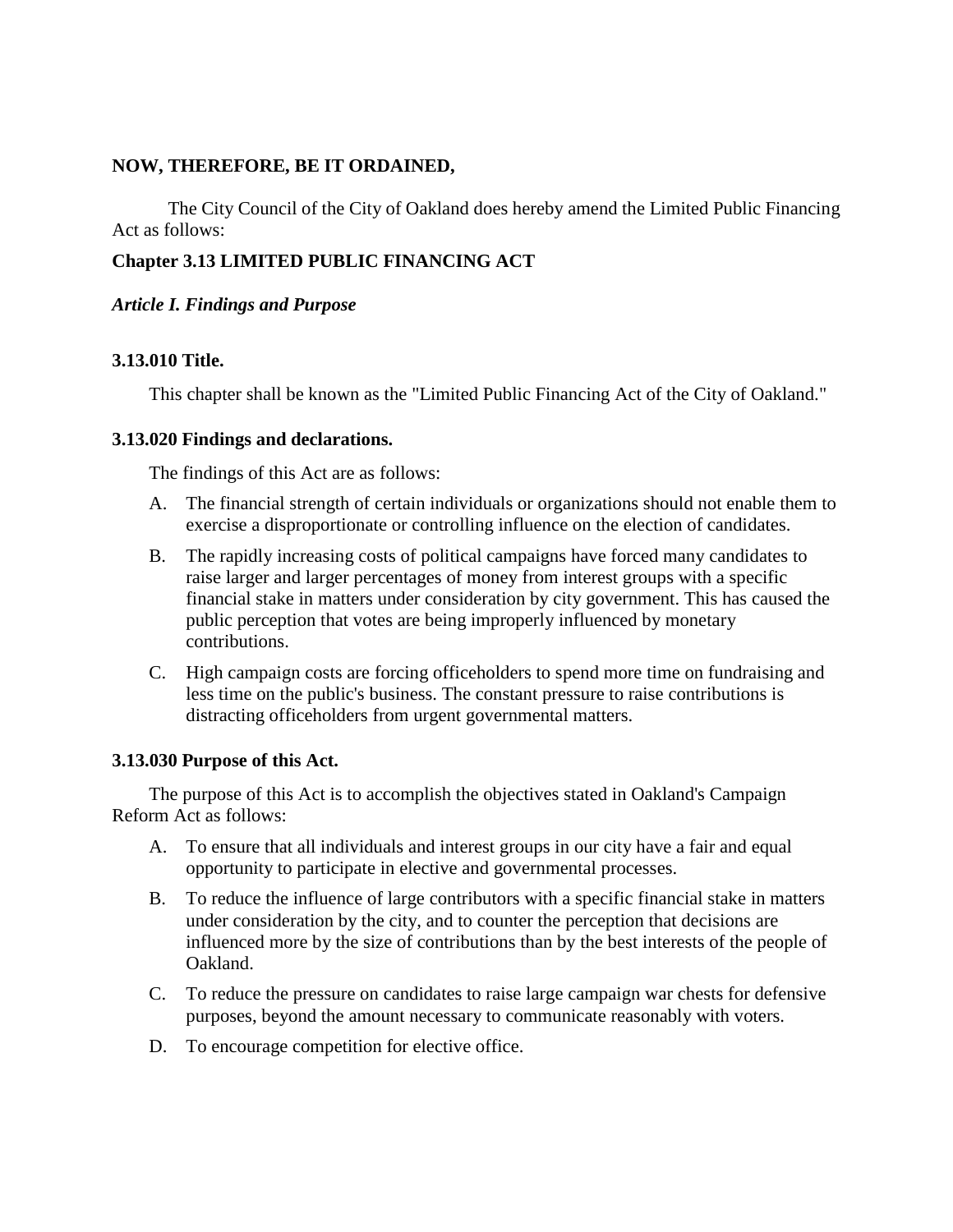**NOW, THEREFORE, BE IT ORDAINED,**

The City Council of the City of Oakland does hereby amend the Limited Public Financing Act as follows:

## Chapter 3.13 LIMITED PUBLIC FINANCING ACT

### *Article I. Findings and Purpose*

#### 3.13.010 Title.

This chapter shall be known as the "Limited Public Financing Act of the City of Oakland."

#### 3.13.020 Findings and declarations.

The findings of this Act are as follows:

A. The financial strength of certain individuals or organizations should not enable them to exercise a disproportionate or controlling influence on the election of candidates.

B. The rapidly increasing costs of political campaigns have forced many candidates to raise larger and larger percentages of money from interest groups with a specific financial stake in matters under consideration by city government. This has caused the public perception that votes are being improperly influenced by monetary contributions.

C. High campaign costs are forcing officeholders to spend more time on fundraising and less time on the public's business. The constant pressure to raise contributions is distracting officeholders from urgent governmental matters.

#### 3.13.030 Purpose of this Act.

The purpose of this Act is to accomplish the objectives stated in Oakland's Campaign Reform Act as follows:

A. To ensure that all individuals and interest groups in our city have a fair and equal opportunity to participate in elective and governmental processes.

B. To reduce the influence of large contributors with a specific financial stake in matters under consideration by the city, and to counter the perception that decisions are influenced more by the size of contributions than by the best interests of the people of Oakland.

C. To reduce the pressure on candidates to raise large campaign war chests for defensive purposes, beyond the amount necessary to communicate reasonably with voters.

D. To encourage competition for elective office.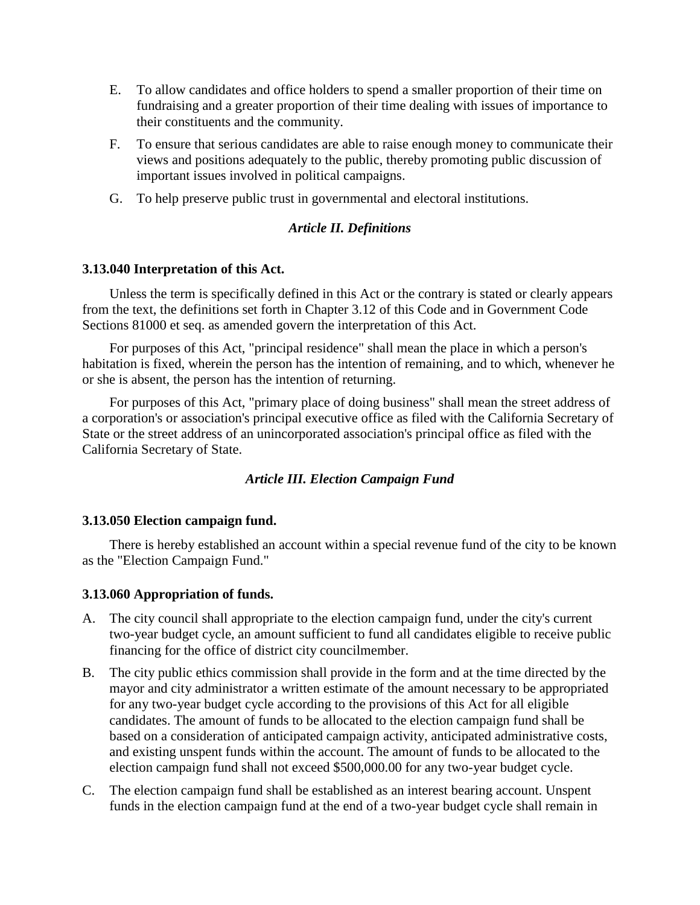E. To allow candidates and office holders to spend a smaller proportion of their time on fundraising and a greater proportion of their time dealing with issues of importance to their constituents and the community.

F. To ensure that serious candidates are able to raise enough money to communicate their views and positions adequately to the public, thereby promoting public discussion of important issues involved in political campaigns.

G. To help preserve public trust in governmental and electoral institutions.

### *Article II. Definitions*

**3.13.040 Interpretation of this Act.**

Unless the term is specifically defined in this Act or the contrary is stated or clearly appears from the text, the definitions set forth in Chapter 3.12 of this Code and in Government Code Sections 81000 et seq. as amended govern the interpretation of this Act.

For purposes of this Act, "principal residence" shall mean the place in which a person's habitation is fixed, wherein the person has the intention of remaining, and to which, whenever he or she is absent, the person has the intention of returning.

For purposes of this Act, "primary place of doing business" shall mean the street address of a corporation's or association's principal executive office as filed with the California Secretary of State or the street address of an unincorporated association's principal office as filed with the California Secretary of State.

### *Article III. Election Campaign Fund*

**3.13.050 Election campaign fund.**

There is hereby established an account within a special revenue fund of the city to be known as the "Election Campaign Fund."

**3.13.060 Appropriation of funds.**

A. The city council shall appropriate to the election campaign fund, under the city's current two-year budget cycle, an amount sufficient to fund all candidates eligible to receive public financing for the office of district city councilmember.

B. The city public ethics commission shall provide in the form and at the time directed by the mayor and city administrator a written estimate of the amount necessary to be appropriated for any two-year budget cycle according to the provisions of this Act for all eligible candidates. The amount of funds to be allocated to the election campaign fund shall be based on a consideration of anticipated campaign activity, anticipated administrative costs, and existing unspent funds within the account. The amount of funds to be allocated to the election campaign fund shall not exceed $500,000.00 for any two-year budget cycle.

C. The election campaign fund shall be established as an interest bearing account. Unspent funds in the election campaign fund at the end of a two-year budget cycle shall remain in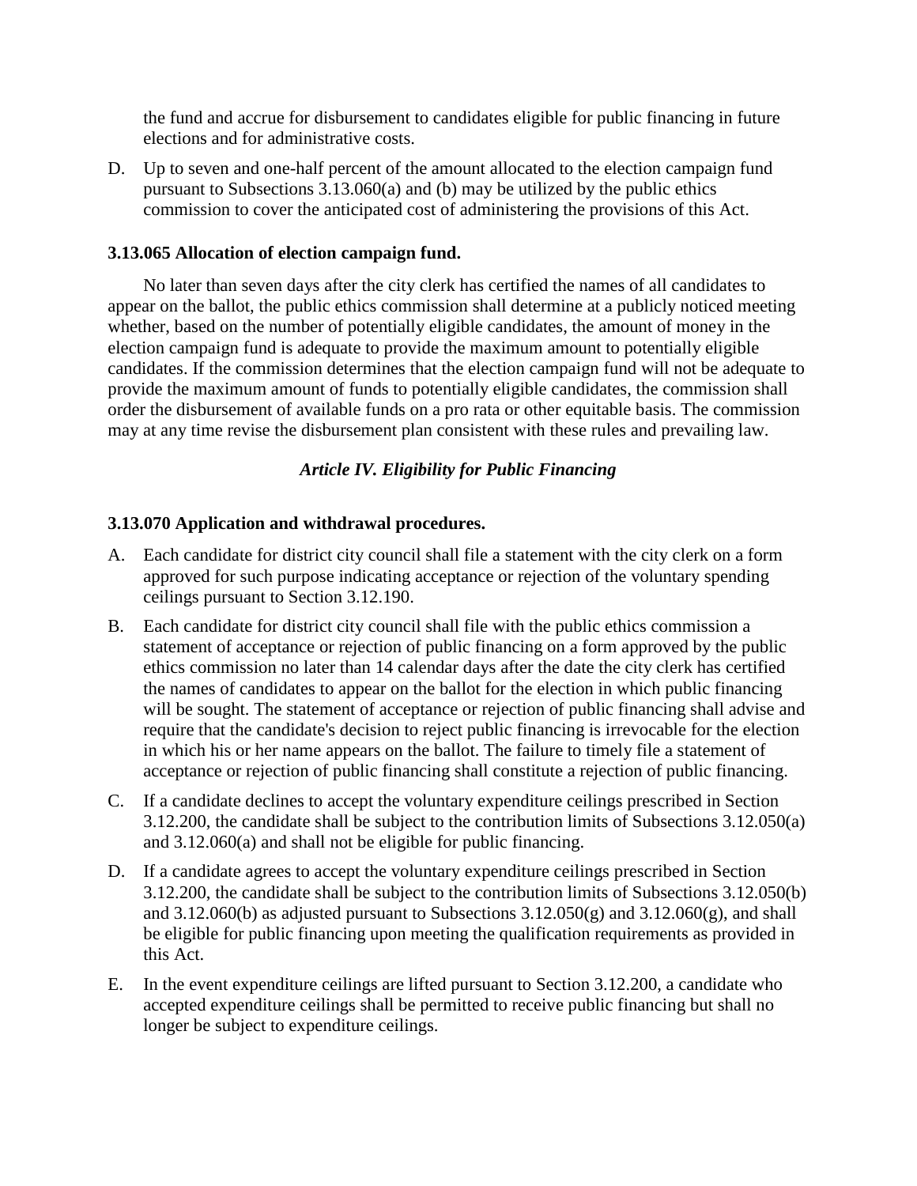the fund and accrue for disbursement to candidates eligible for public financing in future elections and for administrative costs.

D. Up to seven and one-half percent of the amount allocated to the election campaign fund pursuant to Subsections 3.13.060(a) and (b) may be utilized by the public ethics commission to cover the anticipated cost of administering the provisions of this Act.

**3.13.065 Allocation of election campaign fund.**

No later than seven days after the city clerk has certified the names of all candidates to appear on the ballot, the public ethics commission shall determine at a publicly noticed meeting whether, based on the number of potentially eligible candidates, the amount of money in the election campaign fund is adequate to provide the maximum amount to potentially eligible candidates. If the commission determines that the election campaign fund will not be adequate to provide the maximum amount of funds to potentially eligible candidates, the commission shall order the disbursement of available funds on a pro rata or other equitable basis. The commission may at any time revise the disbursement plan consistent with these rules and prevailing law.

***Article IV. Eligibility for Public Financing***

**3.13.070 Application and withdrawal procedures.**

A. Each candidate for district city council shall file a statement with the city clerk on a form approved for such purpose indicating acceptance or rejection of the voluntary spending ceilings pursuant to Section 3.12.190.

B. Each candidate for district city council shall file with the public ethics commission a statement of acceptance or rejection of public financing on a form approved by the public ethics commission no later than 14 calendar days after the date the city clerk has certified the names of candidates to appear on the ballot for the election in which public financing will be sought. The statement of acceptance or rejection of public financing shall advise and require that the candidate's decision to reject public financing is irrevocable for the election in which his or her name appears on the ballot. The failure to timely file a statement of acceptance or rejection of public financing shall constitute a rejection of public financing.

C. If a candidate declines to accept the voluntary expenditure ceilings prescribed in Section 3.12.200, the candidate shall be subject to the contribution limits of Subsections 3.12.050(a) and 3.12.060(a) and shall not be eligible for public financing.

D. If a candidate agrees to accept the voluntary expenditure ceilings prescribed in Section 3.12.200, the candidate shall be subject to the contribution limits of Subsections 3.12.050(b) and 3.12.060(b) as adjusted pursuant to Subsections 3.12.050(g) and 3.12.060(g), and shall be eligible for public financing upon meeting the qualification requirements as provided in this Act.

E. In the event expenditure ceilings are lifted pursuant to Section 3.12.200, a candidate who accepted expenditure ceilings shall be permitted to receive public financing but shall no longer be subject to expenditure ceilings.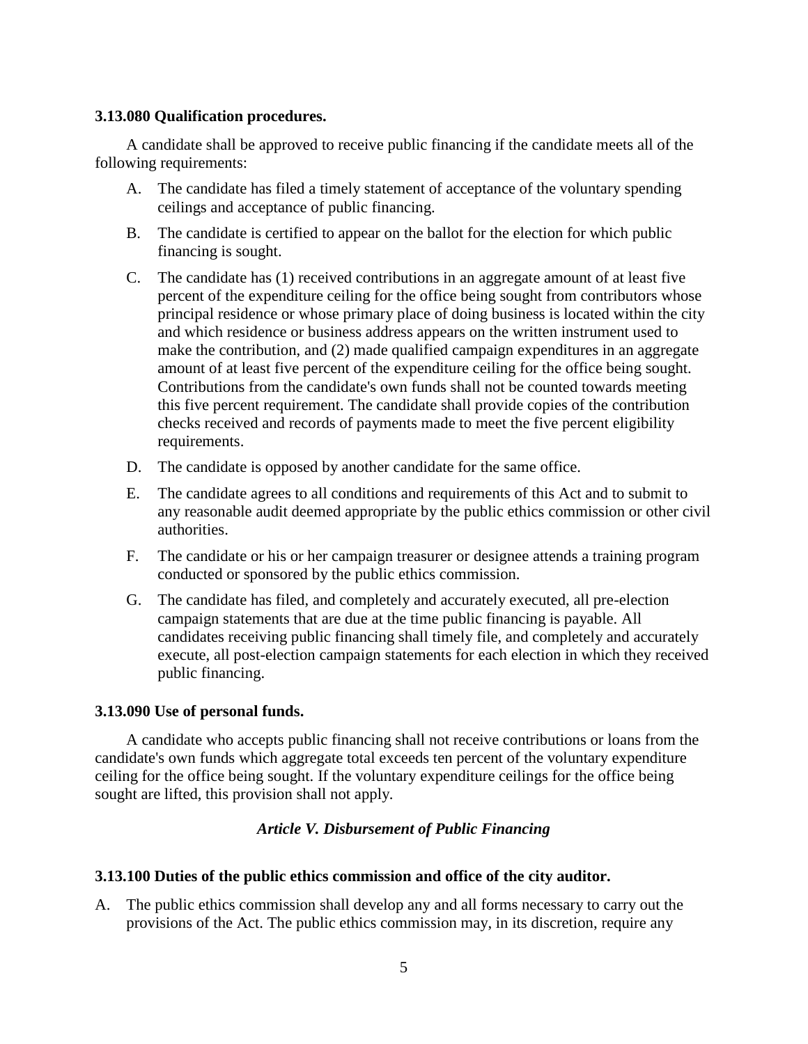**3.13.080 Qualification procedures.**

A candidate shall be approved to receive public financing if the candidate meets all of the following requirements:

A. The candidate has filed a timely statement of acceptance of the voluntary spending ceilings and acceptance of public financing.

B. The candidate is certified to appear on the ballot for the election for which public financing is sought.

C. The candidate has (1) received contributions in an aggregate amount of at least five percent of the expenditure ceiling for the office being sought from contributors whose principal residence or whose primary place of doing business is located within the city and which residence or business address appears on the written instrument used to make the contribution, and (2) made qualified campaign expenditures in an aggregate amount of at least five percent of the expenditure ceiling for the office being sought. Contributions from the candidate's own funds shall not be counted towards meeting this five percent requirement. The candidate shall provide copies of the contribution checks received and records of payments made to meet the five percent eligibility requirements.

D. The candidate is opposed by another candidate for the same office.

E. The candidate agrees to all conditions and requirements of this Act and to submit to any reasonable audit deemed appropriate by the public ethics commission or other civil authorities.

F. The candidate or his or her campaign treasurer or designee attends a training program conducted or sponsored by the public ethics commission.

G. The candidate has filed, and completely and accurately executed, all pre-election campaign statements that are due at the time public financing is payable. All candidates receiving public financing shall timely file, and completely and accurately execute, all post-election campaign statements for each election in which they received public financing.

**3.13.090 Use of personal funds.**

A candidate who accepts public financing shall not receive contributions or loans from the candidate's own funds which aggregate total exceeds ten percent of the voluntary expenditure ceiling for the office being sought. If the voluntary expenditure ceilings for the office being sought are lifted, this provision shall not apply.

### *Article V. Disbursement of Public Financing*

**3.13.100 Duties of the public ethics commission and office of the city auditor.**

A. The public ethics commission shall develop any and all forms necessary to carry out the provisions of the Act. The public ethics commission may, in its discretion, require any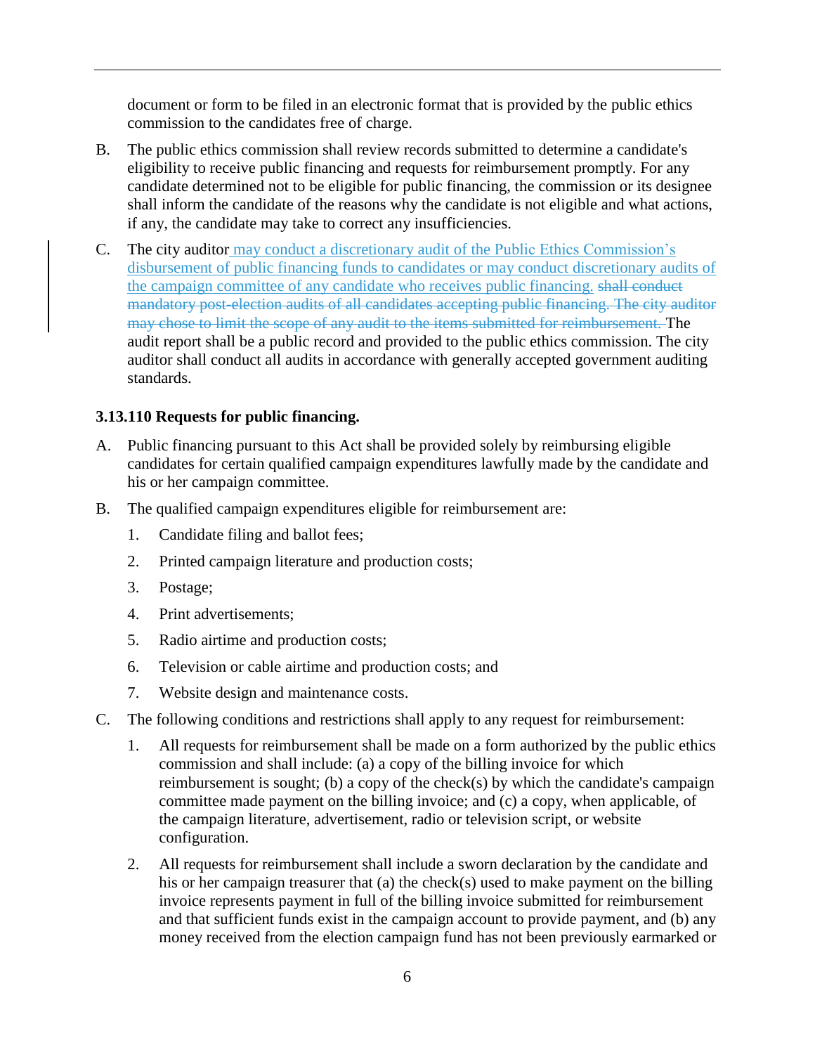document or form to be filed in an electronic format that is provided by the public ethics commission to the candidates free of charge.

B. The public ethics commission shall review records submitted to determine a candidate's eligibility to receive public financing and requests for reimbursement promptly. For any candidate determined not to be eligible for public financing, the commission or its designee shall inform the candidate of the reasons why the candidate is not eligible and what actions, if any, the candidate may take to correct any insufficiencies.

C. The city auditor <u>may conduct a discretionary audit of the Public Ethics Commission's disbursement of public financing funds to candidates or may conduct discretionary audits of the campaign committee of any candidate who receives public financing.</u> ~~shall conduct mandatory post-election audits of all candidates accepting public financing. The city auditor may chose to limit the scope of any audit to the items submitted for reimbursement.~~ The audit report shall be a public record and provided to the public ethics commission. The city auditor shall conduct all audits in accordance with generally accepted government auditing standards.

**3.13.110 Requests for public financing.**

A. Public financing pursuant to this Act shall be provided solely by reimbursing eligible candidates for certain qualified campaign expenditures lawfully made by the candidate and his or her campaign committee.

B. The qualified campaign expenditures eligible for reimbursement are:

   1. Candidate filing and ballot fees;
   2. Printed campaign literature and production costs;
   3. Postage;
   4. Print advertisements;
   5. Radio airtime and production costs;
   6. Television or cable airtime and production costs; and
   7. Website design and maintenance costs.

C. The following conditions and restrictions shall apply to any request for reimbursement:

   1. All requests for reimbursement shall be made on a form authorized by the public ethics commission and shall include: (a) a copy of the billing invoice for which reimbursement is sought; (b) a copy of the check(s) by which the candidate's campaign committee made payment on the billing invoice; and (c) a copy, when applicable, of the campaign literature, advertisement, radio or television script, or website configuration.

   2. All requests for reimbursement shall include a sworn declaration by the candidate and his or her campaign treasurer that (a) the check(s) used to make payment on the billing invoice represents payment in full of the billing invoice submitted for reimbursement and that sufficient funds exist in the campaign account to provide payment, and (b) any money received from the election campaign fund has not been previously earmarked or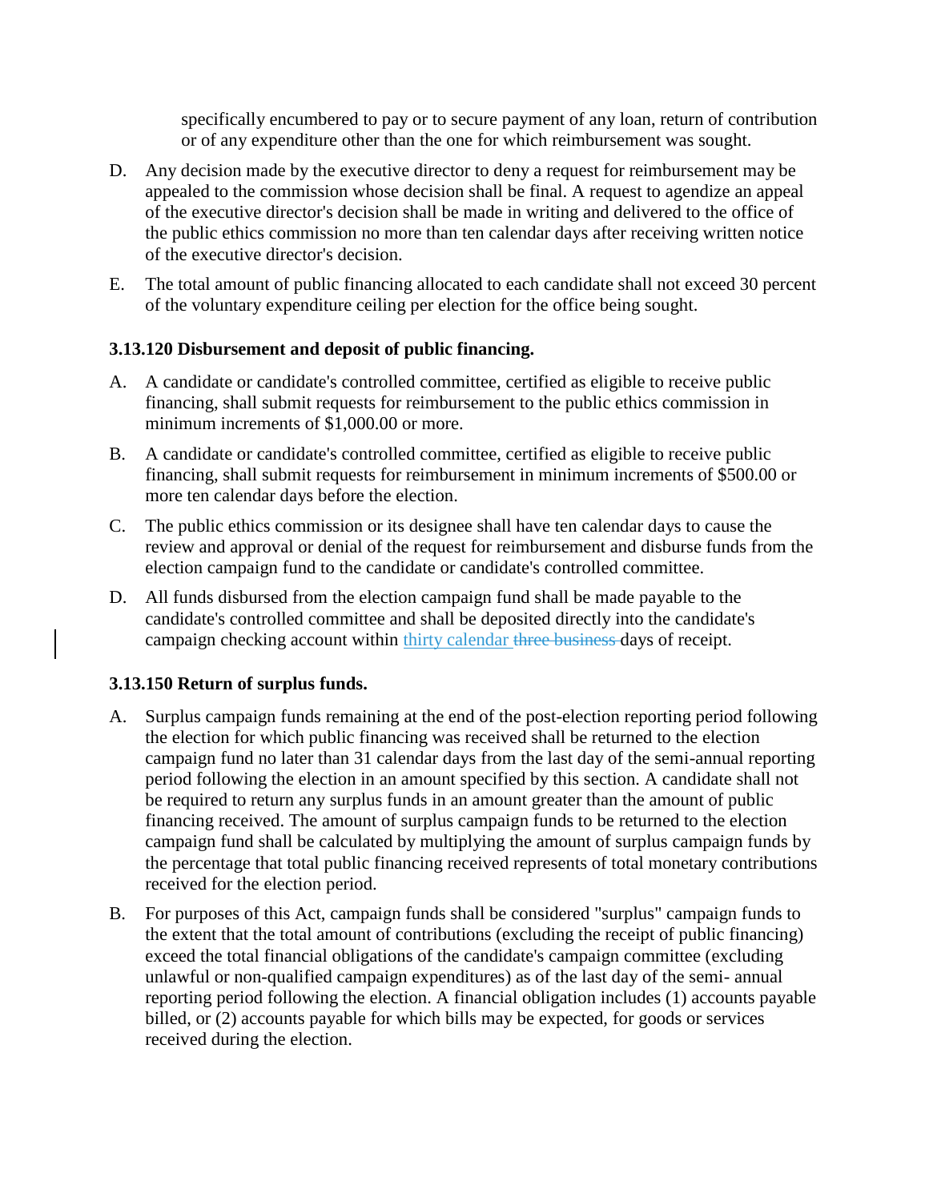specifically encumbered to pay or to secure payment of any loan, return of contribution or of any expenditure other than the one for which reimbursement was sought.

D. Any decision made by the executive director to deny a request for reimbursement may be appealed to the commission whose decision shall be final. A request to agendize an appeal of the executive director's decision shall be made in writing and delivered to the office of the public ethics commission no more than ten calendar days after receiving written notice of the executive director's decision.

E. The total amount of public financing allocated to each candidate shall not exceed 30 percent of the voluntary expenditure ceiling per election for the office being sought.

**3.13.120 Disbursement and deposit of public financing.**

A. A candidate or candidate's controlled committee, certified as eligible to receive public financing, shall submit requests for reimbursement to the public ethics commission in minimum increments of $1,000.00 or more.

B. A candidate or candidate's controlled committee, certified as eligible to receive public financing, shall submit requests for reimbursement in minimum increments of $500.00 or more ten calendar days before the election.

C. The public ethics commission or its designee shall have ten calendar days to cause the review and approval or denial of the request for reimbursement and disburse funds from the election campaign fund to the candidate or candidate's controlled committee.

D. All funds disbursed from the election campaign fund shall be made payable to the candidate's controlled committee and shall be deposited directly into the candidate's campaign checking account within thirty calendar ~~three business~~ days of receipt.

**3.13.150 Return of surplus funds.**

A. Surplus campaign funds remaining at the end of the post-election reporting period following the election for which public financing was received shall be returned to the election campaign fund no later than 31 calendar days from the last day of the semi-annual reporting period following the election in an amount specified by this section. A candidate shall not be required to return any surplus funds in an amount greater than the amount of public financing received. The amount of surplus campaign funds to be returned to the election campaign fund shall be calculated by multiplying the amount of surplus campaign funds by the percentage that total public financing received represents of total monetary contributions received for the election period.

B. For purposes of this Act, campaign funds shall be considered "surplus" campaign funds to the extent that the total amount of contributions (excluding the receipt of public financing) exceed the total financial obligations of the candidate's campaign committee (excluding unlawful or non-qualified campaign expenditures) as of the last day of the semi- annual reporting period following the election. A financial obligation includes (1) accounts payable billed, or (2) accounts payable for which bills may be expected, for goods or services received during the election.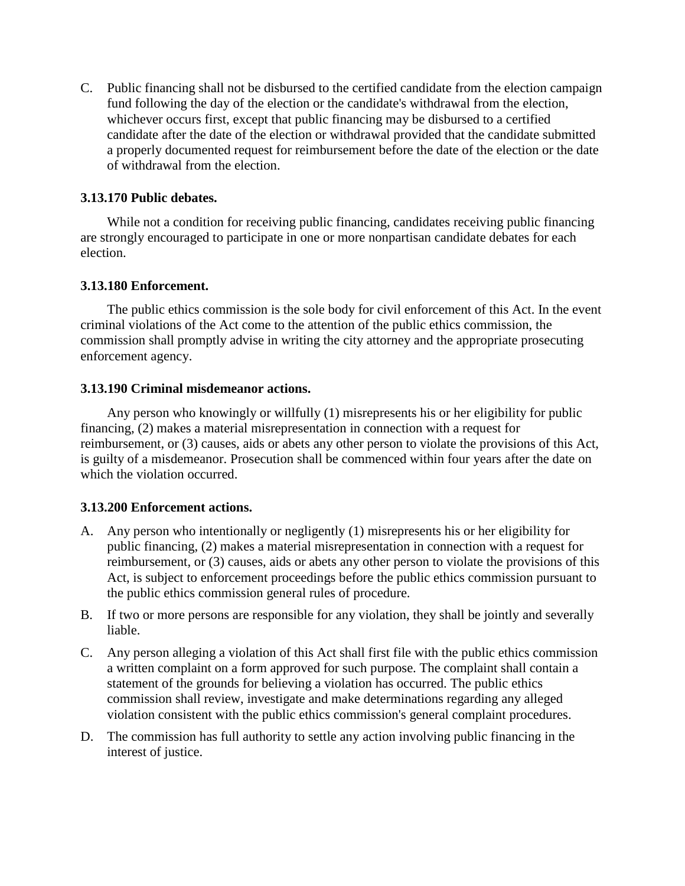C. Public financing shall not be disbursed to the certified candidate from the election campaign fund following the day of the election or the candidate's withdrawal from the election, whichever occurs first, except that public financing may be disbursed to a certified candidate after the date of the election or withdrawal provided that the candidate submitted a properly documented request for reimbursement before the date of the election or the date of withdrawal from the election.

**3.13.170 Public debates.**

While not a condition for receiving public financing, candidates receiving public financing are strongly encouraged to participate in one or more nonpartisan candidate debates for each election.

**3.13.180 Enforcement.**

The public ethics commission is the sole body for civil enforcement of this Act. In the event criminal violations of the Act come to the attention of the public ethics commission, the commission shall promptly advise in writing the city attorney and the appropriate prosecuting enforcement agency.

**3.13.190 Criminal misdemeanor actions.**

Any person who knowingly or willfully (1) misrepresents his or her eligibility for public financing, (2) makes a material misrepresentation in connection with a request for reimbursement, or (3) causes, aids or abets any other person to violate the provisions of this Act, is guilty of a misdemeanor. Prosecution shall be commenced within four years after the date on which the violation occurred.

**3.13.200 Enforcement actions.**

A. Any person who intentionally or negligently (1) misrepresents his or her eligibility for public financing, (2) makes a material misrepresentation in connection with a request for reimbursement, or (3) causes, aids or abets any other person to violate the provisions of this Act, is subject to enforcement proceedings before the public ethics commission pursuant to the public ethics commission general rules of procedure.

B. If two or more persons are responsible for any violation, they shall be jointly and severally liable.

C. Any person alleging a violation of this Act shall first file with the public ethics commission a written complaint on a form approved for such purpose. The complaint shall contain a statement of the grounds for believing a violation has occurred. The public ethics commission shall review, investigate and make determinations regarding any alleged violation consistent with the public ethics commission's general complaint procedures.

D. The commission has full authority to settle any action involving public financing in the interest of justice.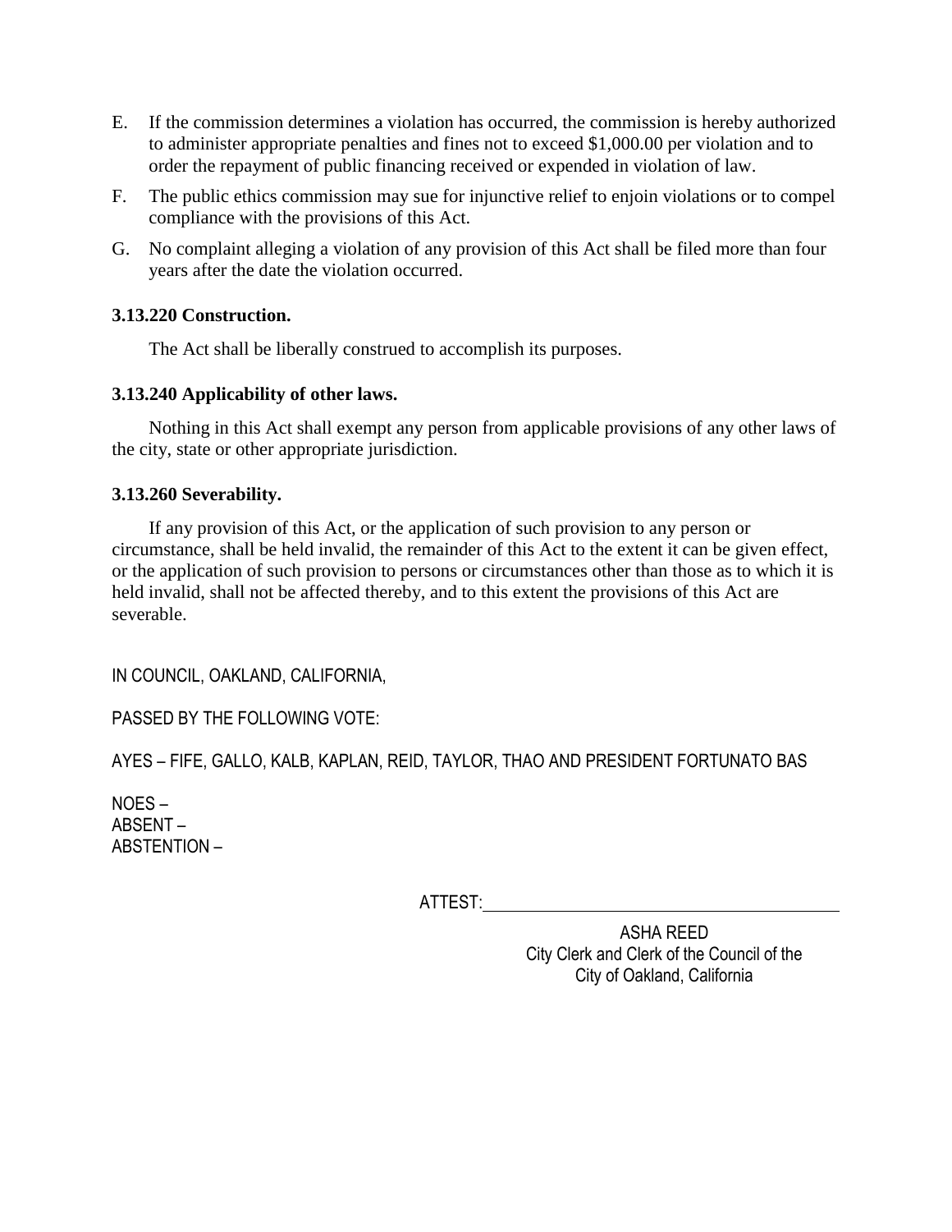E. If the commission determines a violation has occurred, the commission is hereby authorized to administer appropriate penalties and fines not to exceed $1,000.00 per violation and to order the repayment of public financing received or expended in violation of law.

F. The public ethics commission may sue for injunctive relief to enjoin violations or to compel compliance with the provisions of this Act.

G. No complaint alleging a violation of any provision of this Act shall be filed more than four years after the date the violation occurred.

**3.13.220 Construction.**

The Act shall be liberally construed to accomplish its purposes.

**3.13.240 Applicability of other laws.**

Nothing in this Act shall exempt any person from applicable provisions of any other laws of the city, state or other appropriate jurisdiction.

**3.13.260 Severability.**

If any provision of this Act, or the application of such provision to any person or circumstance, shall be held invalid, the remainder of this Act to the extent it can be given effect, or the application of such provision to persons or circumstances other than those as to which it is held invalid, shall not be affected thereby, and to this extent the provisions of this Act are severable.

IN COUNCIL, OAKLAND, CALIFORNIA,

PASSED BY THE FOLLOWING VOTE:

AYES – FIFE, GALLO, KALB, KAPLAN, REID, TAYLOR, THAO AND PRESIDENT FORTUNATO BAS

NOES –
ABSENT –
ABSTENTION –

ATTEST: ______________________________

ASHA REED
City Clerk and Clerk of the Council of the
City of Oakland, California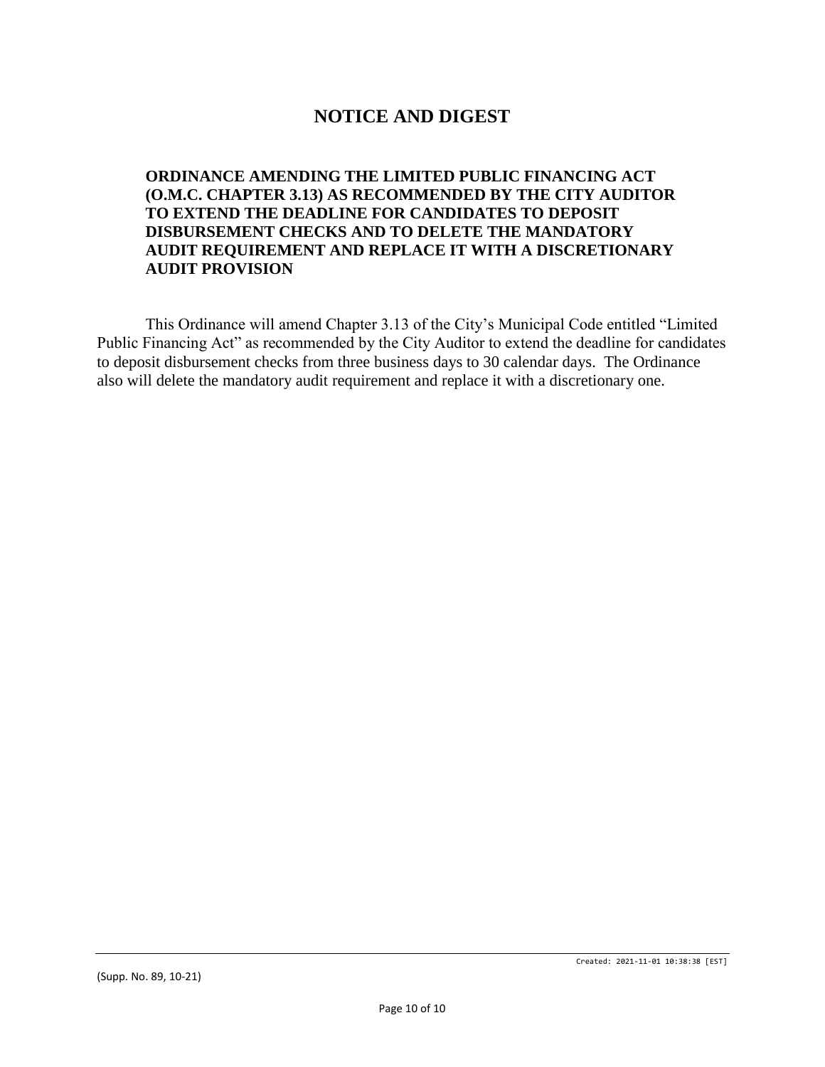# NOTICE AND DIGEST

**ORDINANCE AMENDING THE LIMITED PUBLIC FINANCING ACT (O.M.C. CHAPTER 3.13) AS RECOMMENDED BY THE CITY AUDITOR TO EXTEND THE DEADLINE FOR CANDIDATES TO DEPOSIT DISBURSEMENT CHECKS AND TO DELETE THE MANDATORY AUDIT REQUIREMENT AND REPLACE IT WITH A DISCRETIONARY AUDIT PROVISION**

This Ordinance will amend Chapter 3.13 of the City's Municipal Code entitled "Limited Public Financing Act" as recommended by the City Auditor to extend the deadline for candidates to deposit disbursement checks from three business days to 30 calendar days. The Ordinance also will delete the mandatory audit requirement and replace it with a discretionary one.